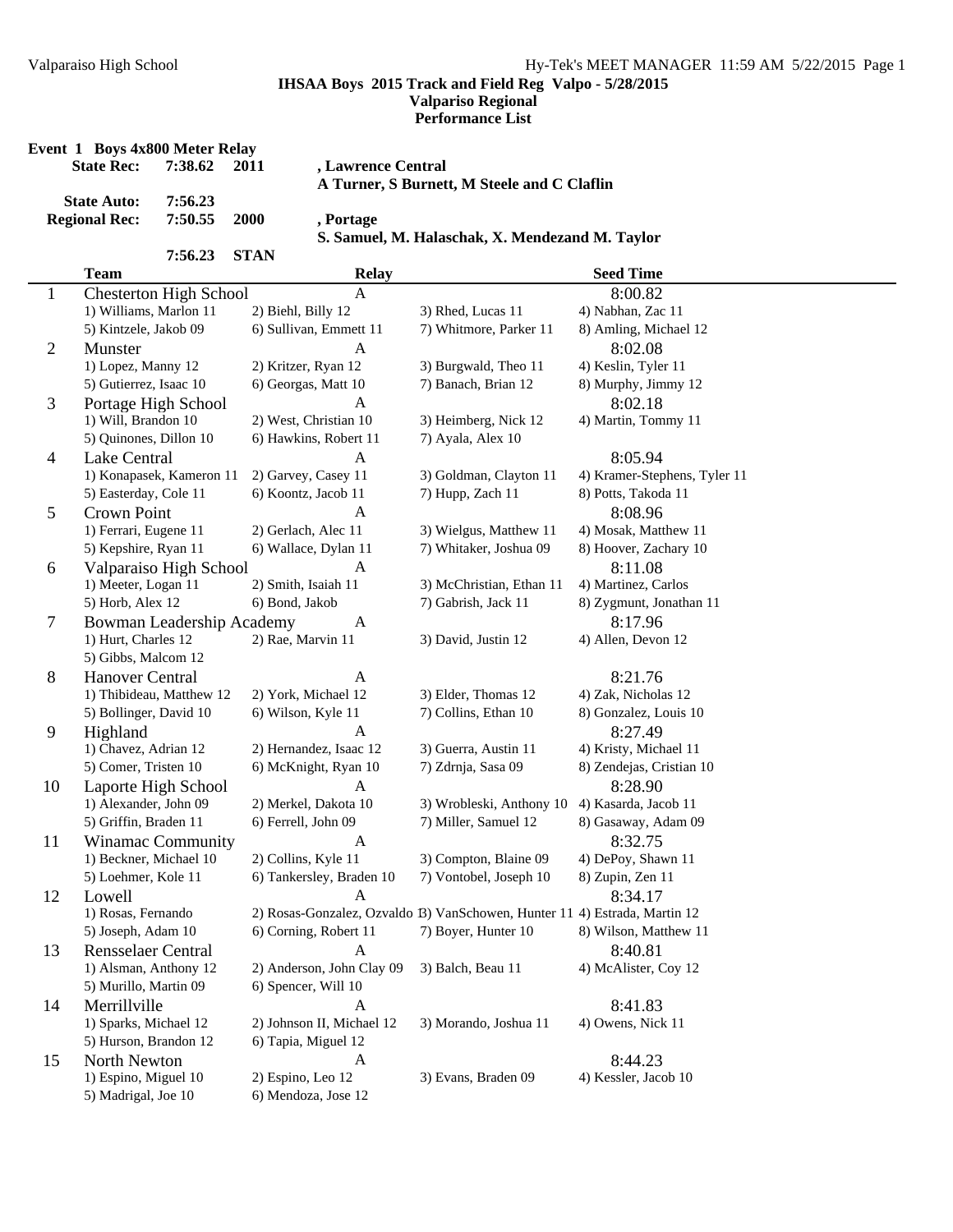# IHSAA Boys 2015 Track and Field Reg Valpo - 5/28/2015

## Valpariso Regional

## Performance List

### Event 1 Boys 4x800 Meter Relay

**State Rec:** 7:38.62 2011 , Lawrence Central
A Turner, S Burnett, M Steele and C Claflin

**State Auto:** 7:56.23

**Regional Rec:** 7:50.55 2000 , Portage
S. Samuel, M. Halaschak, X. Mendezand M. Taylor

7:56.23 STAN

| | Team | Relay | | Seed Time |
|---|---|---|---|---|
| 1 | Chesterton High School | A | | 8:00.82 |
| | 1) Williams, Marlon 11 | 2) Biehl, Billy 12 | 3) Rhed, Lucas 11 | 4) Nabhan, Zac 11 |
| | 5) Kintzele, Jakob 09 | 6) Sullivan, Emmett 11 | 7) Whitmore, Parker 11 | 8) Amling, Michael 12 |
| 2 | Munster | A | | 8:02.08 |
| | 1) Lopez, Manny 12 | 2) Kritzer, Ryan 12 | 3) Burgwald, Theo 11 | 4) Keslin, Tyler 11 |
| | 5) Gutierrez, Isaac 10 | 6) Georgas, Matt 10 | 7) Banach, Brian 12 | 8) Murphy, Jimmy 12 |
| 3 | Portage High School | A | | 8:02.18 |
| | 1) Will, Brandon 10 | 2) West, Christian 10 | 3) Heimberg, Nick 12 | 4) Martin, Tommy 11 |
| | 5) Quinones, Dillon 10 | 6) Hawkins, Robert 11 | 7) Ayala, Alex 10 | |
| 4 | Lake Central | A | | 8:05.94 |
| | 1) Konapasek, Kameron 11 | 2) Garvey, Casey 11 | 3) Goldman, Clayton 11 | 4) Kramer-Stephens, Tyler 11 |
| | 5) Easterday, Cole 11 | 6) Koontz, Jacob 11 | 7) Hupp, Zach 11 | 8) Potts, Takoda 11 |
| 5 | Crown Point | A | | 8:08.96 |
| | 1) Ferrari, Eugene 11 | 2) Gerlach, Alec 11 | 3) Wielgus, Matthew 11 | 4) Mosak, Matthew 11 |
| | 5) Kepshire, Ryan 11 | 6) Wallace, Dylan 11 | 7) Whitaker, Joshua 09 | 8) Hoover, Zachary 10 |
| 6 | Valparaiso High School | A | | 8:11.08 |
| | 1) Meeter, Logan 11 | 2) Smith, Isaiah 11 | 3) McChristian, Ethan 11 | 4) Martinez, Carlos |
| | 5) Horb, Alex 12 | 6) Bond, Jakob | 7) Gabrish, Jack 11 | 8) Zygmunt, Jonathan 11 |
| 7 | Bowman Leadership Academy | A | | 8:17.96 |
| | 1) Hurt, Charles 12 | 2) Rae, Marvin 11 | 3) David, Justin 12 | 4) Allen, Devon 12 |
| | 5) Gibbs, Malcom 12 | | | |
| 8 | Hanover Central | A | | 8:21.76 |
| | 1) Thibideau, Matthew 12 | 2) York, Michael 12 | 3) Elder, Thomas 12 | 4) Zak, Nicholas 12 |
| | 5) Bollinger, David 10 | 6) Wilson, Kyle 11 | 7) Collins, Ethan 10 | 8) Gonzalez, Louis 10 |
| 9 | Highland | A | | 8:27.49 |
| | 1) Chavez, Adrian 12 | 2) Hernandez, Isaac 12 | 3) Guerra, Austin 11 | 4) Kristy, Michael 11 |
| | 5) Comer, Tristen 10 | 6) McKnight, Ryan 10 | 7) Zdrnja, Sasa 09 | 8) Zendejas, Cristian 10 |
| 10 | Laporte High School | A | | 8:28.90 |
| | 1) Alexander, John 09 | 2) Merkel, Dakota 10 | 3) Wrobleski, Anthony 10 | 4) Kasarda, Jacob 11 |
| | 5) Griffin, Braden 11 | 6) Ferrell, John 09 | 7) Miller, Samuel 12 | 8) Gasaway, Adam 09 |
| 11 | Winamac Community | A | | 8:32.75 |
| | 1) Beckner, Michael 10 | 2) Collins, Kyle 11 | 3) Compton, Blaine 09 | 4) DePoy, Shawn 11 |
| | 5) Loehmer, Kole 11 | 6) Tankersley, Braden 10 | 7) Vontobel, Joseph 10 | 8) Zupin, Zen 11 |
| 12 | Lowell | A | | 8:34.17 |
| | 1) Rosas, Fernando | 2) Rosas-Gonzalez, Ozvaldo 1 | 3) VanSchowen, Hunter 11 | 4) Estrada, Martin 12 |
| | 5) Joseph, Adam 10 | 6) Corning, Robert 11 | 7) Boyer, Hunter 10 | 8) Wilson, Matthew 11 |
| 13 | Rensselaer Central | A | | 8:40.81 |
| | 1) Alsman, Anthony 12 | 2) Anderson, John Clay 09 | 3) Balch, Beau 11 | 4) McAlister, Coy 12 |
| | 5) Murillo, Martin 09 | 6) Spencer, Will 10 | | |
| 14 | Merrillville | A | | 8:41.83 |
| | 1) Sparks, Michael 12 | 2) Johnson II, Michael 12 | 3) Morando, Joshua 11 | 4) Owens, Nick 11 |
| | 5) Hurson, Brandon 12 | 6) Tapia, Miguel 12 | | |
| 15 | North Newton | A | | 8:44.23 |
| | 1) Espino, Miguel 10 | 2) Espino, Leo 12 | 3) Evans, Braden 09 | 4) Kessler, Jacob 10 |
| | 5) Madrigal, Joe 10 | 6) Mendoza, Jose 12 | | |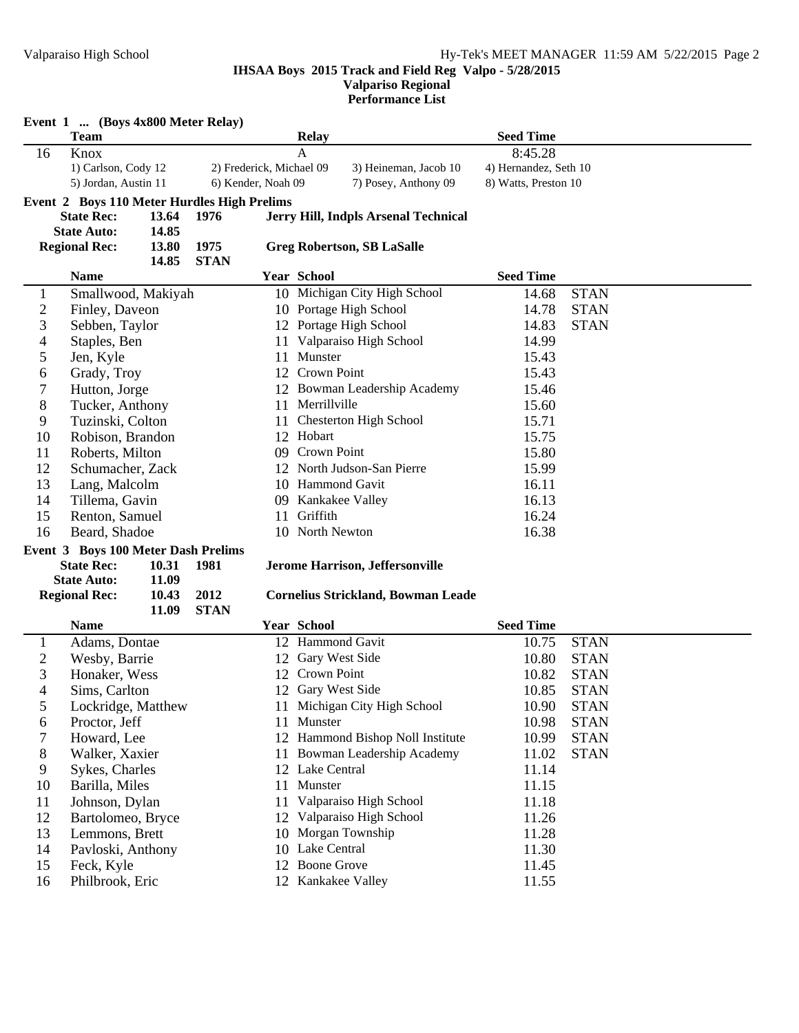IHSAA Boys 2015 Track and Field Reg Valpo - 5/28/2015

Valparaiso Regional

Performance List

**Event 1 ... (Boys 4x800 Meter Relay)**

| | Team | Relay | Seed Time |
|---|---|---|---|
| 16 | Knox | A | 8:45.28 |

1) Carlson, Cody 12 2) Frederick, Michael 09 3) Heineman, Jacob 10 4) Hernandez, Seth 10
5) Jordan, Austin 11 6) Kender, Noah 09 7) Posey, Anthony 09 8) Watts, Preston 10

**Event 2 Boys 110 Meter Hurdles High Prelims**

**State Rec:** 13.64 1976 Jerry Hill, Indpls Arsenal Technical
**State Auto:** 14.85
**Regional Rec:** 13.80 1975 Greg Robertson, SB LaSalle
14.85 STAN

| | Name | Year | School | Seed Time | |
|---|---|---|---|---|---|
| 1 | Smallwood, Makiyah | 10 | Michigan City High School | 14.68 | STAN |
| 2 | Finley, Daveon | 10 | Portage High School | 14.78 | STAN |
| 3 | Sebben, Taylor | 12 | Portage High School | 14.83 | STAN |
| 4 | Staples, Ben | 11 | Valparaiso High School | 14.99 | |
| 5 | Jen, Kyle | 11 | Munster | 15.43 | |
| 6 | Grady, Troy | 12 | Crown Point | 15.43 | |
| 7 | Hutton, Jorge | 12 | Bowman Leadership Academy | 15.46 | |
| 8 | Tucker, Anthony | 11 | Merrillville | 15.60 | |
| 9 | Tuzinski, Colton | 11 | Chesterton High School | 15.71 | |
| 10 | Robison, Brandon | 12 | Hobart | 15.75 | |
| 11 | Roberts, Milton | 09 | Crown Point | 15.80 | |
| 12 | Schumacher, Zack | 12 | North Judson-San Pierre | 15.99 | |
| 13 | Lang, Malcolm | 10 | Hammond Gavit | 16.11 | |
| 14 | Tillema, Gavin | 09 | Kankakee Valley | 16.13 | |
| 15 | Renton, Samuel | 11 | Griffith | 16.24 | |
| 16 | Beard, Shadoe | 10 | North Newton | 16.38 | |

**Event 3 Boys 100 Meter Dash Prelims**

**State Rec:** 10.31 1981 Jerome Harrison, Jeffersonville
**State Auto:** 11.09
**Regional Rec:** 10.43 2012 Cornelius Strickland, Bowman Leade
11.09 STAN

| | Name | Year | School | Seed Time | |
|---|---|---|---|---|---|
| 1 | Adams, Dontae | 12 | Hammond Gavit | 10.75 | STAN |
| 2 | Wesby, Barrie | 12 | Gary West Side | 10.80 | STAN |
| 3 | Honaker, Wess | 12 | Crown Point | 10.82 | STAN |
| 4 | Sims, Carlton | 12 | Gary West Side | 10.85 | STAN |
| 5 | Lockridge, Matthew | 11 | Michigan City High School | 10.90 | STAN |
| 6 | Proctor, Jeff | 11 | Munster | 10.98 | STAN |
| 7 | Howard, Lee | 12 | Hammond Bishop Noll Institute | 10.99 | STAN |
| 8 | Walker, Xaxier | 11 | Bowman Leadership Academy | 11.02 | STAN |
| 9 | Sykes, Charles | 12 | Lake Central | 11.14 | |
| 10 | Barilla, Miles | 11 | Munster | 11.15 | |
| 11 | Johnson, Dylan | 11 | Valparaiso High School | 11.18 | |
| 12 | Bartolomeo, Bryce | 12 | Valparaiso High School | 11.26 | |
| 13 | Lemmons, Brett | 10 | Morgan Township | 11.28 | |
| 14 | Pavloski, Anthony | 10 | Lake Central | 11.30 | |
| 15 | Feck, Kyle | 12 | Boone Grove | 11.45 | |
| 16 | Philbrook, Eric | 12 | Kankakee Valley | 11.55 | |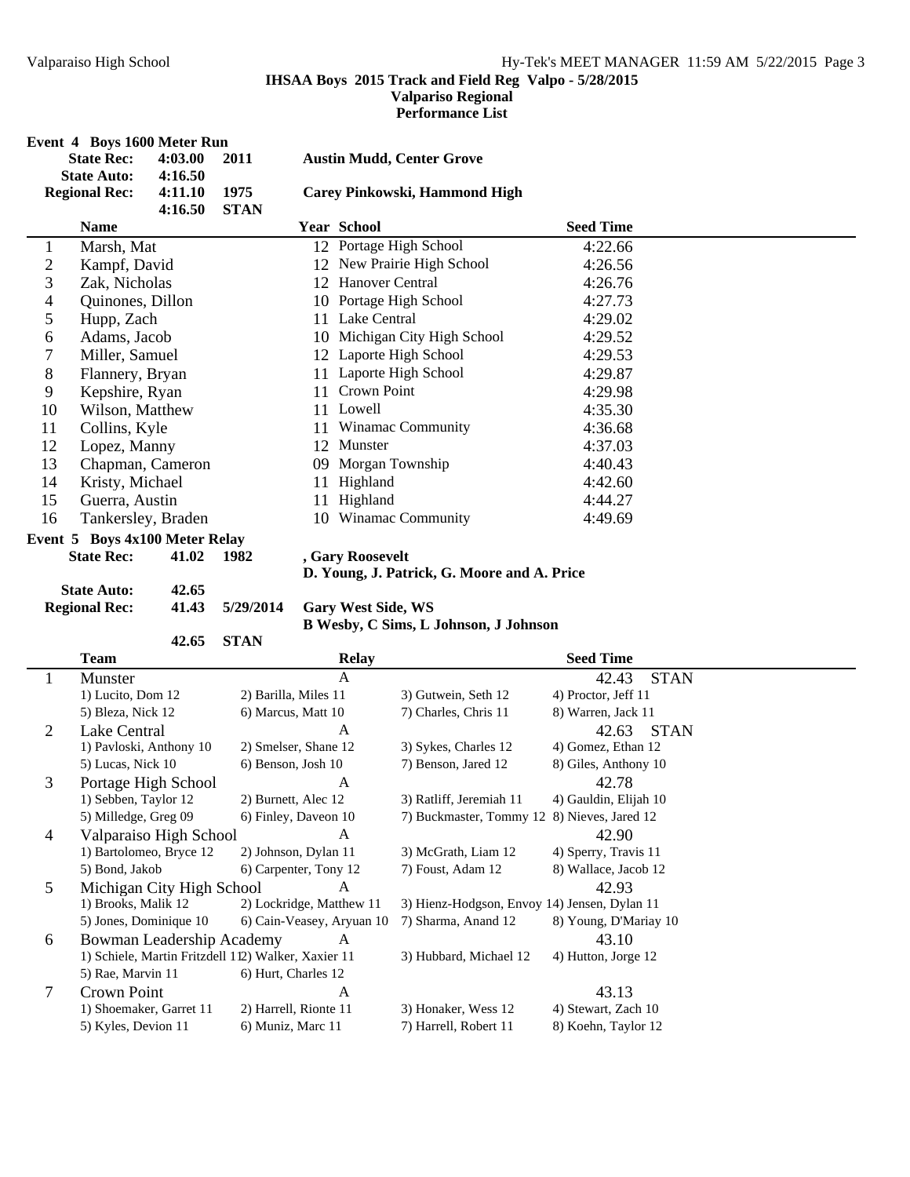**IHSAA Boys 2015 Track and Field Reg Valpo - 5/28/2015**
**Valparaiso Regional**
**Performance List**

## Event 4 Boys 1600 Meter Run

| | | | |
|---|---|---|---|
| **State Rec:** | **4:03.00** | **2011** | **Austin Mudd, Center Grove** |
| **State Auto:** | **4:16.50** | | |
| **Regional Rec:** | **4:11.10** | **1975** | **Carey Pinkowski, Hammond High** |
| | **4:16.50** | **STAN** | |

| | Name | Year | School | Seed Time |
|---|---|---|---|---|
| 1 | Marsh, Mat | 12 | Portage High School | 4:22.66 |
| 2 | Kampf, David | 12 | New Prairie High School | 4:26.56 |
| 3 | Zak, Nicholas | 12 | Hanover Central | 4:26.76 |
| 4 | Quinones, Dillon | 10 | Portage High School | 4:27.73 |
| 5 | Hupp, Zach | 11 | Lake Central | 4:29.02 |
| 6 | Adams, Jacob | 10 | Michigan City High School | 4:29.52 |
| 7 | Miller, Samuel | 12 | Laporte High School | 4:29.53 |
| 8 | Flannery, Bryan | 11 | Laporte High School | 4:29.87 |
| 9 | Kepshire, Ryan | 11 | Crown Point | 4:29.98 |
| 10 | Wilson, Matthew | 11 | Lowell | 4:35.30 |
| 11 | Collins, Kyle | 11 | Winamac Community | 4:36.68 |
| 12 | Lopez, Manny | 12 | Munster | 4:37.03 |
| 13 | Chapman, Cameron | 09 | Morgan Township | 4:40.43 |
| 14 | Kristy, Michael | 11 | Highland | 4:42.60 |
| 15 | Guerra, Austin | 11 | Highland | 4:44.27 |
| 16 | Tankersley, Braden | 10 | Winamac Community | 4:49.69 |

## Event 5 Boys 4x100 Meter Relay

| | | | |
|---|---|---|---|
| **State Rec:** | **41.02** | **1982** | **, Gary Roosevelt** |
| | | | **D. Young, J. Patrick, G. Moore and A. Price** |
| **State Auto:** | **42.65** | | |
| **Regional Rec:** | **41.43** | **5/29/2014** | **Gary West Side, WS** |
| | | | **B Wesby, C Sims, L Johnson, J Johnson** |
| | **42.65** | **STAN** | |

| | Team | Relay | Seed Time |
|---|---|---|---|
| 1 | Munster | A | 42.43 STAN |
| | 1) Lucito, Dom 12; 2) Barilla, Miles 11; 3) Gutwein, Seth 12; 4) Proctor, Jeff 11; 5) Bleza, Nick 12; 6) Marcus, Matt 10; 7) Charles, Chris 11; 8) Warren, Jack 11 | | |
| 2 | Lake Central | A | 42.63 STAN |
| | 1) Pavloski, Anthony 10; 2) Smelser, Shane 12; 3) Sykes, Charles 12; 4) Gomez, Ethan 12; 5) Lucas, Nick 10; 6) Benson, Josh 10; 7) Benson, Jared 12; 8) Giles, Anthony 10 | | |
| 3 | Portage High School | A | 42.78 |
| | 1) Sebben, Taylor 12; 2) Burnett, Alec 12; 3) Ratliff, Jeremiah 11; 4) Gauldin, Elijah 10; 5) Milledge, Greg 09; 6) Finley, Daveon 10; 7) Buckmaster, Tommy 12; 8) Nieves, Jared 12 | | |
| 4 | Valparaiso High School | A | 42.90 |
| | 1) Bartolomeo, Bryce 12; 2) Johnson, Dylan 11; 3) McGrath, Liam 12; 4) Sperry, Travis 11; 5) Bond, Jakob; 6) Carpenter, Tony 12; 7) Foust, Adam 12; 8) Wallace, Jacob 12 | | |
| 5 | Michigan City High School | A | 42.93 |
| | 1) Brooks, Malik 12; 2) Lockridge, Matthew 11; 3) Hienz-Hodgson, Envoy 14; 4) Jensen, Dylan 11; 5) Jones, Dominique 10; 6) Cain-Veasey, Aryuan 10; 7) Sharma, Anand 12; 8) Young, D'Mariay 10 | | |
| 6 | Bowman Leadership Academy | A | 43.10 |
| | 1) Schiele, Martin Fritzdell 11; 2) Walker, Xaxier 11; 3) Hubbard, Michael 12; 4) Hutton, Jorge 12; 5) Rae, Marvin 11; 6) Hurt, Charles 12 | | |
| 7 | Crown Point | A | 43.13 |
| | 1) Shoemaker, Garret 11; 2) Harrell, Rionte 11; 3) Honaker, Wess 12; 4) Stewart, Zach 10; 5) Kyles, Devion 11; 6) Muniz, Marc 11; 7) Harrell, Robert 11; 8) Koehn, Taylor 12 | | |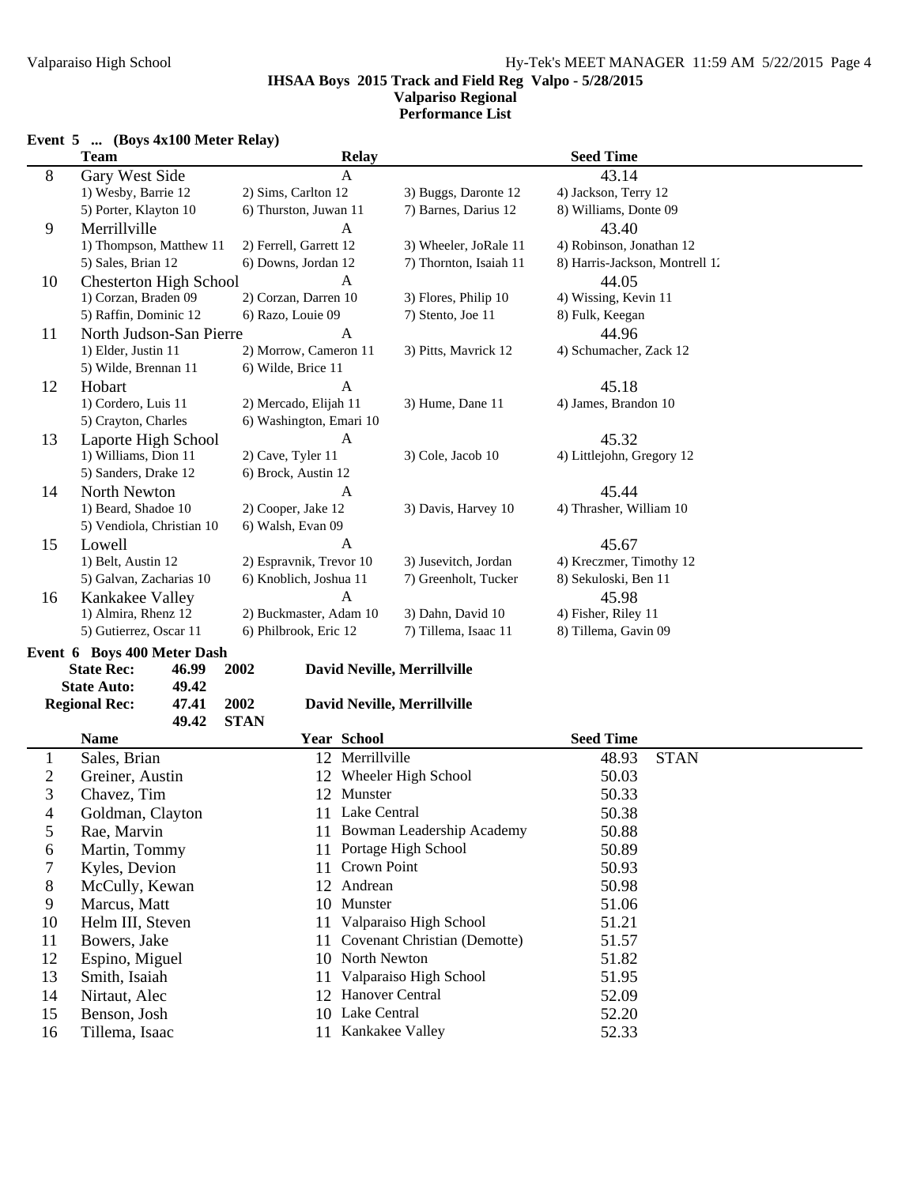IHSAA Boys 2015 Track and Field Reg Valpo - 5/28/2015
**Valpariso Regional**
**Performance List**

### Event 5 ... (Boys 4x100 Meter Relay)

| | Team | Relay | | Seed Time |
|---|---|---|---|---|
| 8 | Gary West Side | A | | 43.14 |
| | 1) Wesby, Barrie 12 | 2) Sims, Carlton 12 | 3) Buggs, Daronte 12 | 4) Jackson, Terry 12 |
| | 5) Porter, Klayton 10 | 6) Thurston, Juwan 11 | 7) Barnes, Darius 12 | 8) Williams, Donte 09 |
| 9 | Merrillville | A | | 43.40 |
| | 1) Thompson, Matthew 11 | 2) Ferrell, Garrett 12 | 3) Wheeler, JoRale 11 | 4) Robinson, Jonathan 12 |
| | 5) Sales, Brian 12 | 6) Downs, Jordan 12 | 7) Thornton, Isaiah 11 | 8) Harris-Jackson, Montrell 12 |
| 10 | Chesterton High School | A | | 44.05 |
| | 1) Corzan, Braden 09 | 2) Corzan, Darren 10 | 3) Flores, Philip 10 | 4) Wissing, Kevin 11 |
| | 5) Raffin, Dominic 12 | 6) Razo, Louie 09 | 7) Stento, Joe 11 | 8) Fulk, Keegan |
| 11 | North Judson-San Pierre | A | | 44.96 |
| | 1) Elder, Justin 11 | 2) Morrow, Cameron 11 | 3) Pitts, Mavrick 12 | 4) Schumacher, Zack 12 |
| | 5) Wilde, Brennan 11 | 6) Wilde, Brice 11 | | |
| 12 | Hobart | A | | 45.18 |
| | 1) Cordero, Luis 11 | 2) Mercado, Elijah 11 | 3) Hume, Dane 11 | 4) James, Brandon 10 |
| | 5) Crayton, Charles | 6) Washington, Emari 10 | | |
| 13 | Laporte High School | A | | 45.32 |
| | 1) Williams, Dion 11 | 2) Cave, Tyler 11 | 3) Cole, Jacob 10 | 4) Littlejohn, Gregory 12 |
| | 5) Sanders, Drake 12 | 6) Brock, Austin 12 | | |
| 14 | North Newton | A | | 45.44 |
| | 1) Beard, Shadoe 10 | 2) Cooper, Jake 12 | 3) Davis, Harvey 10 | 4) Thrasher, William 10 |
| | 5) Vendiola, Christian 10 | 6) Walsh, Evan 09 | | |
| 15 | Lowell | A | | 45.67 |
| | 1) Belt, Austin 12 | 2) Espravnik, Trevor 10 | 3) Jusevitch, Jordan | 4) Kreczmer, Timothy 12 |
| | 5) Galvan, Zacharias 10 | 6) Knoblich, Joshua 11 | 7) Greenholt, Tucker | 8) Sekuloski, Ben 11 |
| 16 | Kankakee Valley | A | | 45.98 |
| | 1) Almira, Rhenz 12 | 2) Buckmaster, Adam 10 | 3) Dahn, David 10 | 4) Fisher, Riley 11 |
| | 5) Gutierrez, Oscar 11 | 6) Philbrook, Eric 12 | 7) Tillema, Isaac 11 | 8) Tillema, Gavin 09 |

### Event 6 Boys 400 Meter Dash

**State Rec:** 46.99 **2002** **David Neville, Merrillville**
**State Auto:** 49.42
**Regional Rec:** 47.41 **2002** **David Neville, Merrillville**
49.42 **STAN**

| | Name | Year | School | Seed Time | |
|---|---|---|---|---|---|
| 1 | Sales, Brian | 12 | Merrillville | 48.93 | STAN |
| 2 | Greiner, Austin | 12 | Wheeler High School | 50.03 | |
| 3 | Chavez, Tim | 12 | Munster | 50.33 | |
| 4 | Goldman, Clayton | 11 | Lake Central | 50.38 | |
| 5 | Rae, Marvin | 11 | Bowman Leadership Academy | 50.88 | |
| 6 | Martin, Tommy | 11 | Portage High School | 50.89 | |
| 7 | Kyles, Devion | 11 | Crown Point | 50.93 | |
| 8 | McCully, Kewan | 12 | Andrean | 50.98 | |
| 9 | Marcus, Matt | 10 | Munster | 51.06 | |
| 10 | Helm III, Steven | 11 | Valparaiso High School | 51.21 | |
| 11 | Bowers, Jake | 11 | Covenant Christian (Demotte) | 51.57 | |
| 12 | Espino, Miguel | 10 | North Newton | 51.82 | |
| 13 | Smith, Isaiah | 11 | Valparaiso High School | 51.95 | |
| 14 | Nirtaut, Alec | 12 | Hanover Central | 52.09 | |
| 15 | Benson, Josh | 10 | Lake Central | 52.20 | |
| 16 | Tillema, Isaac | 11 | Kankakee Valley | 52.33 | |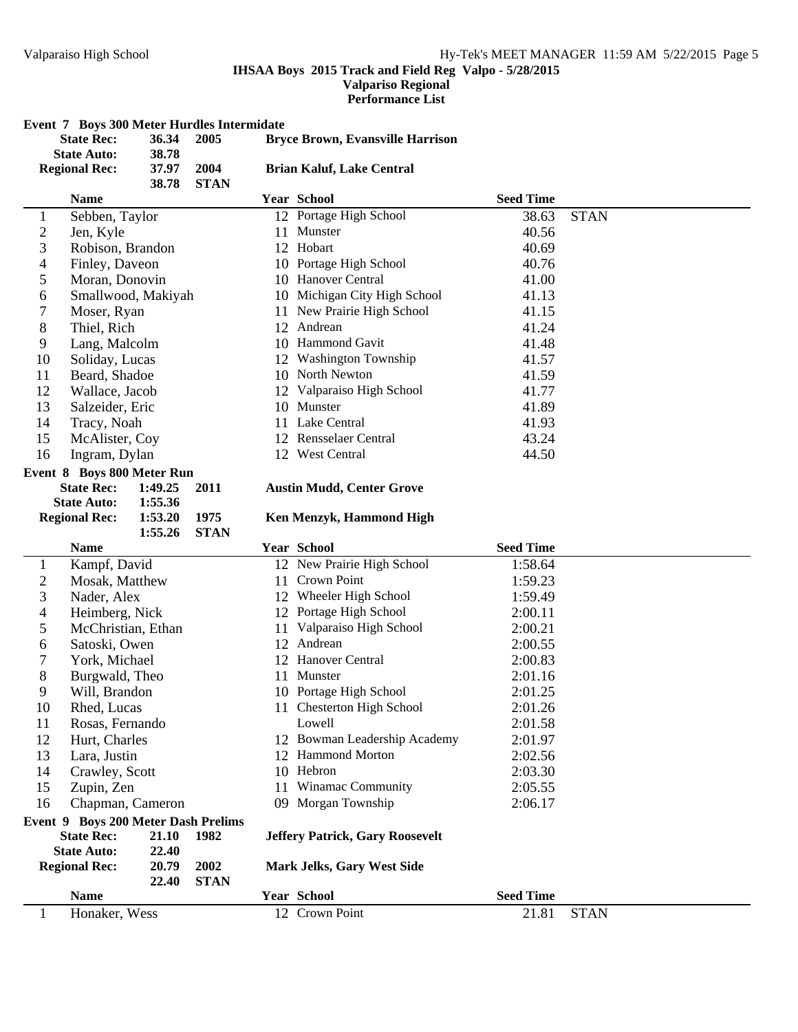**IHSAA Boys 2015 Track and Field Reg Valpo - 5/28/2015**
**Valpariso Regional**
**Performance List**

### Event 7 Boys 300 Meter Hurdles Intermediate

| | | | |
|---|---|---|---|
| State Rec: | 36.34 | 2005 | Bryce Brown, Evansville Harrison |
| State Auto: | 38.78 | | |
| Regional Rec: | 37.97 | 2004 | Brian Kaluf, Lake Central |
| | 38.78 | STAN | |

| | Name | Year | School | Seed Time | |
|---|---|---|---|---|---|
| 1 | Sebben, Taylor | 12 | Portage High School | 38.63 | STAN |
| 2 | Jen, Kyle | 11 | Munster | 40.56 | |
| 3 | Robison, Brandon | 12 | Hobart | 40.69 | |
| 4 | Finley, Daveon | 10 | Portage High School | 40.76 | |
| 5 | Moran, Donovin | 10 | Hanover Central | 41.00 | |
| 6 | Smallwood, Makiyah | 10 | Michigan City High School | 41.13 | |
| 7 | Moser, Ryan | 11 | New Prairie High School | 41.15 | |
| 8 | Thiel, Rich | 12 | Andrean | 41.24 | |
| 9 | Lang, Malcolm | 10 | Hammond Gavit | 41.48 | |
| 10 | Soliday, Lucas | 12 | Washington Township | 41.57 | |
| 11 | Beard, Shadoe | 10 | North Newton | 41.59 | |
| 12 | Wallace, Jacob | 12 | Valparaiso High School | 41.77 | |
| 13 | Salzeider, Eric | 10 | Munster | 41.89 | |
| 14 | Tracy, Noah | 11 | Lake Central | 41.93 | |
| 15 | McAlister, Coy | 12 | Rensselaer Central | 43.24 | |
| 16 | Ingram, Dylan | 12 | West Central | 44.50 | |

### Event 8 Boys 800 Meter Run

| | | | |
|---|---|---|---|
| State Rec: | 1:49.25 | 2011 | Austin Mudd, Center Grove |
| State Auto: | 1:55.36 | | |
| Regional Rec: | 1:53.20 | 1975 | Ken Menzyk, Hammond High |
| | 1:55.26 | STAN | |

| | Name | Year | School | Seed Time |
|---|---|---|---|---|
| 1 | Kampf, David | 12 | New Prairie High School | 1:58.64 |
| 2 | Mosak, Matthew | 11 | Crown Point | 1:59.23 |
| 3 | Nader, Alex | 12 | Wheeler High School | 1:59.49 |
| 4 | Heimberg, Nick | 12 | Portage High School | 2:00.11 |
| 5 | McChristian, Ethan | 11 | Valparaiso High School | 2:00.21 |
| 6 | Satoski, Owen | 12 | Andrean | 2:00.55 |
| 7 | York, Michael | 12 | Hanover Central | 2:00.83 |
| 8 | Burgwald, Theo | 11 | Munster | 2:01.16 |
| 9 | Will, Brandon | 10 | Portage High School | 2:01.25 |
| 10 | Rhed, Lucas | 11 | Chesterton High School | 2:01.26 |
| 11 | Rosas, Fernando | | Lowell | 2:01.58 |
| 12 | Hurt, Charles | 12 | Bowman Leadership Academy | 2:01.97 |
| 13 | Lara, Justin | 12 | Hammond Morton | 2:02.56 |
| 14 | Crawley, Scott | 10 | Hebron | 2:03.30 |
| 15 | Zupin, Zen | 11 | Winamac Community | 2:05.55 |
| 16 | Chapman, Cameron | 09 | Morgan Township | 2:06.17 |

### Event 9 Boys 200 Meter Dash Prelims

| | | | |
|---|---|---|---|
| State Rec: | 21.10 | 1982 | Jeffery Patrick, Gary Roosevelt |
| State Auto: | 22.40 | | |
| Regional Rec: | 20.79 | 2002 | Mark Jelks, Gary West Side |
| | 22.40 | STAN | |

| | Name | Year | School | Seed Time | |
|---|---|---|---|---|---|
| 1 | Honaker, Wess | 12 | Crown Point | 21.81 | STAN |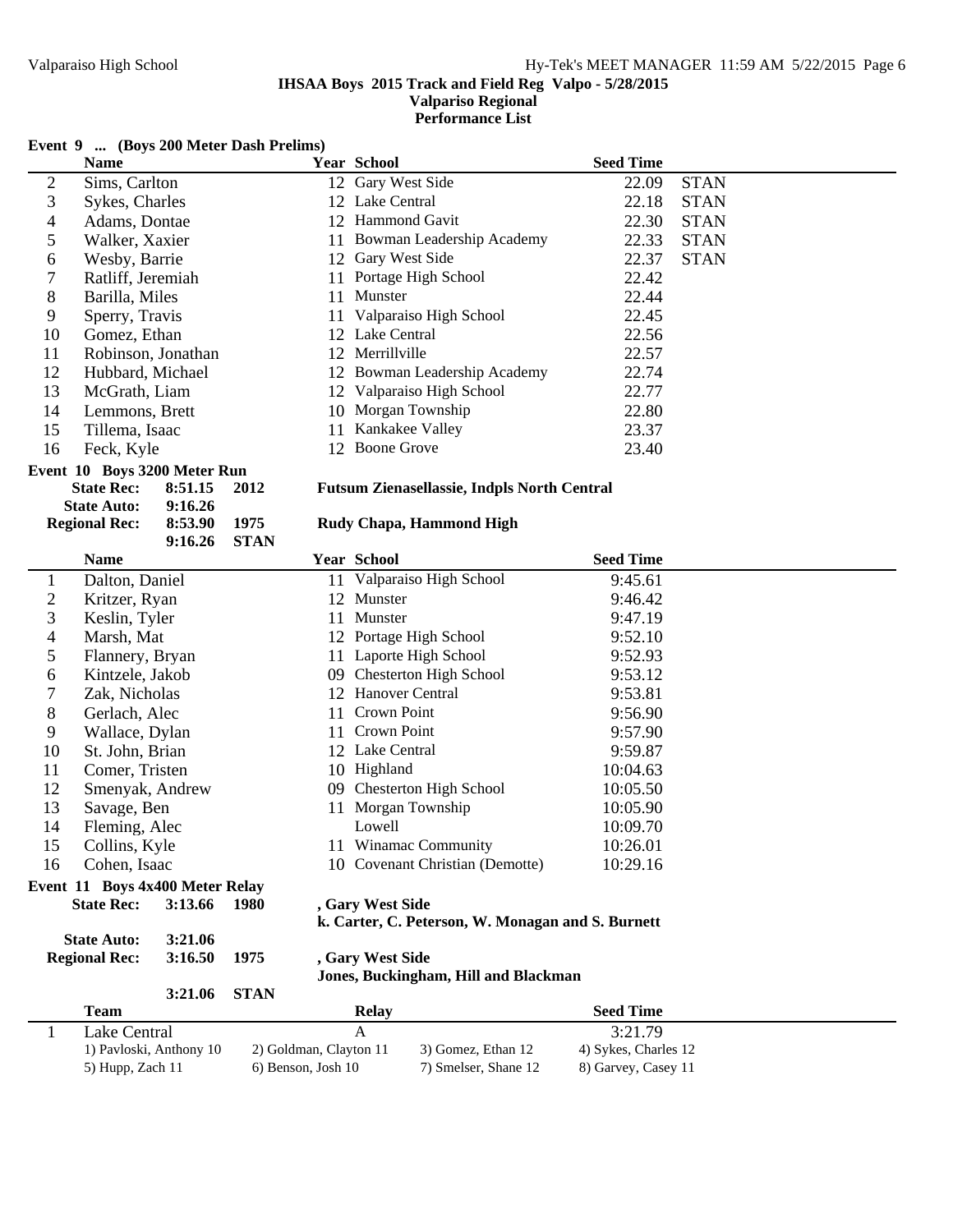**IHSAA Boys 2015 Track and Field Reg Valpo - 5/28/2015**
**Valpariso Regional**
**Performance List**

### Event 9 ... (Boys 200 Meter Dash Prelims)

| | Name | Year | School | Seed Time | |
|---|---|---|---|---|---|
| 2 | Sims, Carlton | 12 | Gary West Side | 22.09 | STAN |
| 3 | Sykes, Charles | 12 | Lake Central | 22.18 | STAN |
| 4 | Adams, Dontae | 12 | Hammond Gavit | 22.30 | STAN |
| 5 | Walker, Xaxier | 11 | Bowman Leadership Academy | 22.33 | STAN |
| 6 | Wesby, Barrie | 12 | Gary West Side | 22.37 | STAN |
| 7 | Ratliff, Jeremiah | 11 | Portage High School | 22.42 | |
| 8 | Barilla, Miles | 11 | Munster | 22.44 | |
| 9 | Sperry, Travis | 11 | Valparaiso High School | 22.45 | |
| 10 | Gomez, Ethan | 12 | Lake Central | 22.56 | |
| 11 | Robinson, Jonathan | 12 | Merrillville | 22.57 | |
| 12 | Hubbard, Michael | 12 | Bowman Leadership Academy | 22.74 | |
| 13 | McGrath, Liam | 12 | Valparaiso High School | 22.77 | |
| 14 | Lemmons, Brett | 10 | Morgan Township | 22.80 | |
| 15 | Tillema, Isaac | 11 | Kankakee Valley | 23.37 | |
| 16 | Feck, Kyle | 12 | Boone Grove | 23.40 | |

### Event 10 Boys 3200 Meter Run

**State Rec:** 8:51.15 2012 **Futsum Zienasellassie, Indpls North Central**
**State Auto:** 9:16.26
**Regional Rec:** 8:53.90 1975 **Rudy Chapa, Hammond High**
9:16.26 STAN

| | Name | Year | School | Seed Time |
|---|---|---|---|---|
| 1 | Dalton, Daniel | 11 | Valparaiso High School | 9:45.61 |
| 2 | Kritzer, Ryan | 12 | Munster | 9:46.42 |
| 3 | Keslin, Tyler | 11 | Munster | 9:47.19 |
| 4 | Marsh, Mat | 12 | Portage High School | 9:52.10 |
| 5 | Flannery, Bryan | 11 | Laporte High School | 9:52.93 |
| 6 | Kintzele, Jakob | 09 | Chesterton High School | 9:53.12 |
| 7 | Zak, Nicholas | 12 | Hanover Central | 9:53.81 |
| 8 | Gerlach, Alec | 11 | Crown Point | 9:56.90 |
| 9 | Wallace, Dylan | 11 | Crown Point | 9:57.90 |
| 10 | St. John, Brian | 12 | Lake Central | 9:59.87 |
| 11 | Comer, Tristen | 10 | Highland | 10:04.63 |
| 12 | Smenyak, Andrew | 09 | Chesterton High School | 10:05.50 |
| 13 | Savage, Ben | 11 | Morgan Township | 10:05.90 |
| 14 | Fleming, Alec | | Lowell | 10:09.70 |
| 15 | Collins, Kyle | 11 | Winamac Community | 10:26.01 |
| 16 | Cohen, Isaac | 10 | Covenant Christian (Demotte) | 10:29.16 |

### Event 11 Boys 4x400 Meter Relay

**State Rec:** 3:13.66 1980 **, Gary West Side**
**k. Carter, C. Peterson, W. Monagan and S. Burnett**
**State Auto:** 3:21.06
**Regional Rec:** 3:16.50 1975 **, Gary West Side**
**Jones, Buckingham, Hill and Blackman**
3:21.06 STAN

| | Team | Relay | Seed Time |
|---|---|---|---|
| 1 | Lake Central | A | 3:21.79 |

1) Pavloski, Anthony 10 &nbsp; 2) Goldman, Clayton 11 &nbsp; 3) Gomez, Ethan 12 &nbsp; 4) Sykes, Charles 12
5) Hupp, Zach 11 &nbsp; 6) Benson, Josh 10 &nbsp; 7) Smelser, Shane 12 &nbsp; 8) Garvey, Casey 11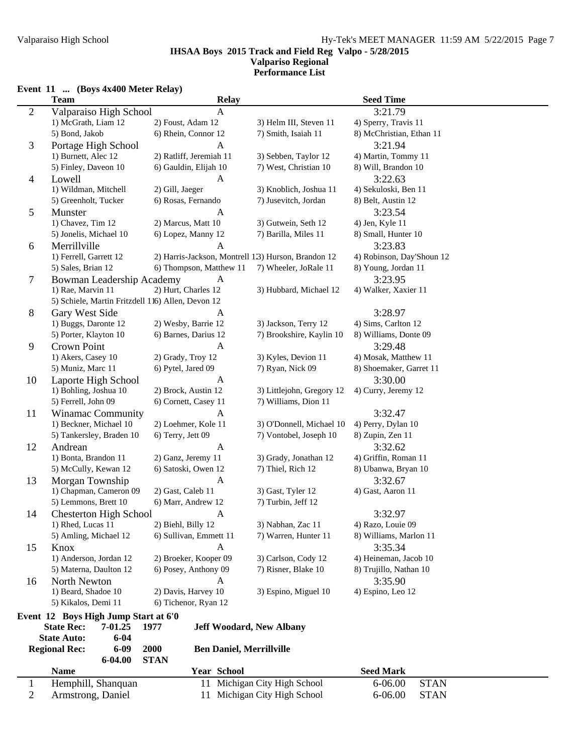**IHSAA Boys 2015 Track and Field Reg Valpo - 5/28/2015**
**Valpariso Regional**
**Performance List**

## Event 11 ... (Boys 4x400 Meter Relay)

| | Team | Relay | | Seed Time |
|---|---|---|---|---|
| 2 | Valparaiso High School | A | | 3:21.79 |
| | 1) McGrath, Liam 12 | 2) Foust, Adam 12 | 3) Helm III, Steven 11 | 4) Sperry, Travis 11 |
| | 5) Bond, Jakob | 6) Rhein, Connor 12 | 7) Smith, Isaiah 11 | 8) McChristian, Ethan 11 |
| 3 | Portage High School | A | | 3:21.94 |
| | 1) Burnett, Alec 12 | 2) Ratliff, Jeremiah 11 | 3) Sebben, Taylor 12 | 4) Martin, Tommy 11 |
| | 5) Finley, Daveon 10 | 6) Gauldin, Elijah 10 | 7) West, Christian 10 | 8) Will, Brandon 10 |
| 4 | Lowell | A | | 3:22.63 |
| | 1) Wildman, Mitchell | 2) Gill, Jaeger | 3) Knoblich, Joshua 11 | 4) Sekuloski, Ben 11 |
| | 5) Greenholt, Tucker | 6) Rosas, Fernando | 7) Jusevitch, Jordan | 8) Belt, Austin 12 |
| 5 | Munster | A | | 3:23.54 |
| | 1) Chavez, Tim 12 | 2) Marcus, Matt 10 | 3) Gutwein, Seth 12 | 4) Jen, Kyle 11 |
| | 5) Jonelis, Michael 10 | 6) Lopez, Manny 12 | 7) Barilla, Miles 11 | 8) Small, Hunter 10 |
| 6 | Merrillville | A | | 3:23.83 |
| | 1) Ferrell, Garrett 12 | 2) Harris-Jackson, Montrell 12 | 3) Hurson, Brandon 12 | 4) Robinson, Day'Shoun 12 |
| | 5) Sales, Brian 12 | 6) Thompson, Matthew 11 | 7) Wheeler, JoRale 11 | 8) Young, Jordan 11 |
| 7 | Bowman Leadership Academy | A | | 3:23.95 |
| | 1) Rae, Marvin 11 | 2) Hurt, Charles 12 | 3) Hubbard, Michael 12 | 4) Walker, Xaxier 11 |
| | 5) Schiele, Martin Fritzdell 11 | 6) Allen, Devon 12 | | |
| 8 | Gary West Side | A | | 3:28.97 |
| | 1) Buggs, Daronte 12 | 2) Wesby, Barrie 12 | 3) Jackson, Terry 12 | 4) Sims, Carlton 12 |
| | 5) Porter, Klayton 10 | 6) Barnes, Darius 12 | 7) Brookshire, Kaylin 10 | 8) Williams, Donte 09 |
| 9 | Crown Point | A | | 3:29.48 |
| | 1) Akers, Casey 10 | 2) Grady, Troy 12 | 3) Kyles, Devion 11 | 4) Mosak, Matthew 11 |
| | 5) Muniz, Marc 11 | 6) Pytel, Jared 09 | 7) Ryan, Nick 09 | 8) Shoemaker, Garret 11 |
| 10 | Laporte High School | A | | 3:30.00 |
| | 1) Bohling, Joshua 10 | 2) Brock, Austin 12 | 3) Littlejohn, Gregory 12 | 4) Curry, Jeremy 12 |
| | 5) Ferrell, John 09 | 6) Cornett, Casey 11 | 7) Williams, Dion 11 | |
| 11 | Winamac Community | A | | 3:32.47 |
| | 1) Beckner, Michael 10 | 2) Loehmer, Kole 11 | 3) O'Donnell, Michael 10 | 4) Perry, Dylan 10 |
| | 5) Tankersley, Braden 10 | 6) Terry, Jett 09 | 7) Vontobel, Joseph 10 | 8) Zupin, Zen 11 |
| 12 | Andrean | A | | 3:32.62 |
| | 1) Bonta, Brandon 11 | 2) Ganz, Jeremy 11 | 3) Grady, Jonathan 12 | 4) Griffin, Roman 11 |
| | 5) McCully, Kewan 12 | 6) Satoski, Owen 12 | 7) Thiel, Rich 12 | 8) Ubanwa, Bryan 10 |
| 13 | Morgan Township | A | | 3:32.67 |
| | 1) Chapman, Cameron 09 | 2) Gast, Caleb 11 | 3) Gast, Tyler 12 | 4) Gast, Aaron 11 |
| | 5) Lemmons, Brett 10 | 6) Marr, Andrew 12 | 7) Turbin, Jeff 12 | |
| 14 | Chesterton High School | A | | 3:32.97 |
| | 1) Rhed, Lucas 11 | 2) Biehl, Billy 12 | 3) Nabhan, Zac 11 | 4) Razo, Louie 09 |
| | 5) Amling, Michael 12 | 6) Sullivan, Emmett 11 | 7) Warren, Hunter 11 | 8) Williams, Marlon 11 |
| 15 | Knox | A | | 3:35.34 |
| | 1) Anderson, Jordan 12 | 2) Broeker, Kooper 09 | 3) Carlson, Cody 12 | 4) Heineman, Jacob 10 |
| | 5) Materna, Daulton 12 | 6) Posey, Anthony 09 | 7) Risner, Blake 10 | 8) Trujillo, Nathan 10 |
| 16 | North Newton | A | | 3:35.90 |
| | 1) Beard, Shadoe 10 | 2) Davis, Harvey 10 | 3) Espino, Miguel 10 | 4) Espino, Leo 12 |
| | 5) Kikalos, Demi 11 | 6) Tichenor, Ryan 12 | | |

## Event 12 Boys High Jump Start at 6'0

| | | | |
|---|---|---|---|
| **State Rec:** | **7-01.25** | **1977** | **Jeff Woodard, New Albany** |
| **State Auto:** | **6-04** | | |
| **Regional Rec:** | **6-09** | **2000** | **Ben Daniel, Merrillville** |
| | **6-04.00** | **STAN** | |

| | Name | Year | School | Seed Mark | |
|---|---|---|---|---|---|
| 1 | Hemphill, Shanquan | 11 | Michigan City High School | 6-06.00 | STAN |
| 2 | Armstrong, Daniel | 11 | Michigan City High School | 6-06.00 | STAN |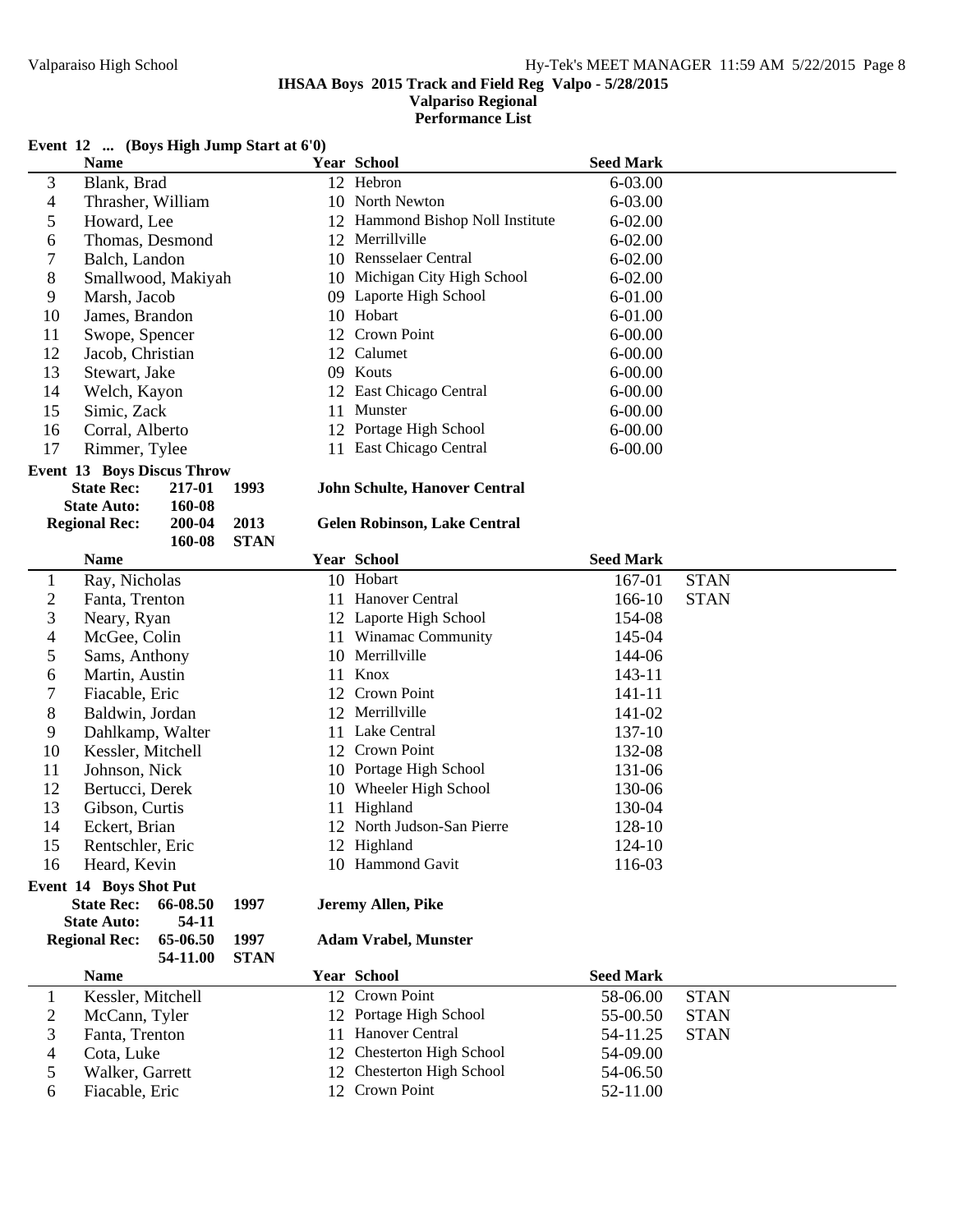**IHSAA Boys 2015 Track and Field Reg Valpo - 5/28/2015**
**Valpariso Regional**
**Performance List**

### Event 12 ... (Boys High Jump Start at 6'0)

| | Name | Year | School | Seed Mark | |
|---|---|---|---|---|---|
| 3 | Blank, Brad | 12 | Hebron | 6-03.00 | |
| 4 | Thrasher, William | 10 | North Newton | 6-03.00 | |
| 5 | Howard, Lee | 12 | Hammond Bishop Noll Institute | 6-02.00 | |
| 6 | Thomas, Desmond | 12 | Merrillville | 6-02.00 | |
| 7 | Balch, Landon | 10 | Rensselaer Central | 6-02.00 | |
| 8 | Smallwood, Makiyah | 10 | Michigan City High School | 6-02.00 | |
| 9 | Marsh, Jacob | 09 | Laporte High School | 6-01.00 | |
| 10 | James, Brandon | 10 | Hobart | 6-01.00 | |
| 11 | Swope, Spencer | 12 | Crown Point | 6-00.00 | |
| 12 | Jacob, Christian | 12 | Calumet | 6-00.00 | |
| 13 | Stewart, Jake | 09 | Kouts | 6-00.00 | |
| 14 | Welch, Kayon | 12 | East Chicago Central | 6-00.00 | |
| 15 | Simic, Zack | 11 | Munster | 6-00.00 | |
| 16 | Corral, Alberto | 12 | Portage High School | 6-00.00 | |
| 17 | Rimmer, Tylee | 11 | East Chicago Central | 6-00.00 | |

### Event 13 Boys Discus Throw

**State Rec:** 217-01 1993 **John Schulte, Hanover Central**
**State Auto:** 160-08
**Regional Rec:** 200-04 2013 **Gelen Robinson, Lake Central**
160-08 **STAN**

| | Name | Year | School | Seed Mark | |
|---|---|---|---|---|---|
| 1 | Ray, Nicholas | 10 | Hobart | 167-01 | STAN |
| 2 | Fanta, Trenton | 11 | Hanover Central | 166-10 | STAN |
| 3 | Neary, Ryan | 12 | Laporte High School | 154-08 | |
| 4 | McGee, Colin | 11 | Winamac Community | 145-04 | |
| 5 | Sams, Anthony | 10 | Merrillville | 144-06 | |
| 6 | Martin, Austin | 11 | Knox | 143-11 | |
| 7 | Fiacable, Eric | 12 | Crown Point | 141-11 | |
| 8 | Baldwin, Jordan | 12 | Merrillville | 141-02 | |
| 9 | Dahlkamp, Walter | 11 | Lake Central | 137-10 | |
| 10 | Kessler, Mitchell | 12 | Crown Point | 132-08 | |
| 11 | Johnson, Nick | 10 | Portage High School | 131-06 | |
| 12 | Bertucci, Derek | 10 | Wheeler High School | 130-06 | |
| 13 | Gibson, Curtis | 11 | Highland | 130-04 | |
| 14 | Eckert, Brian | 12 | North Judson-San Pierre | 128-10 | |
| 15 | Rentschler, Eric | 12 | Highland | 124-10 | |
| 16 | Heard, Kevin | 10 | Hammond Gavit | 116-03 | |

### Event 14 Boys Shot Put

**State Rec:** 66-08.50 1997 **Jeremy Allen, Pike**
**State Auto:** 54-11
**Regional Rec:** 65-06.50 1997 **Adam Vrabel, Munster**
54-11.00 **STAN**

| | Name | Year | School | Seed Mark | |
|---|---|---|---|---|---|
| 1 | Kessler, Mitchell | 12 | Crown Point | 58-06.00 | STAN |
| 2 | McCann, Tyler | 12 | Portage High School | 55-00.50 | STAN |
| 3 | Fanta, Trenton | 11 | Hanover Central | 54-11.25 | STAN |
| 4 | Cota, Luke | 12 | Chesterton High School | 54-09.00 | |
| 5 | Walker, Garrett | 12 | Chesterton High School | 54-06.50 | |
| 6 | Fiacable, Eric | 12 | Crown Point | 52-11.00 | |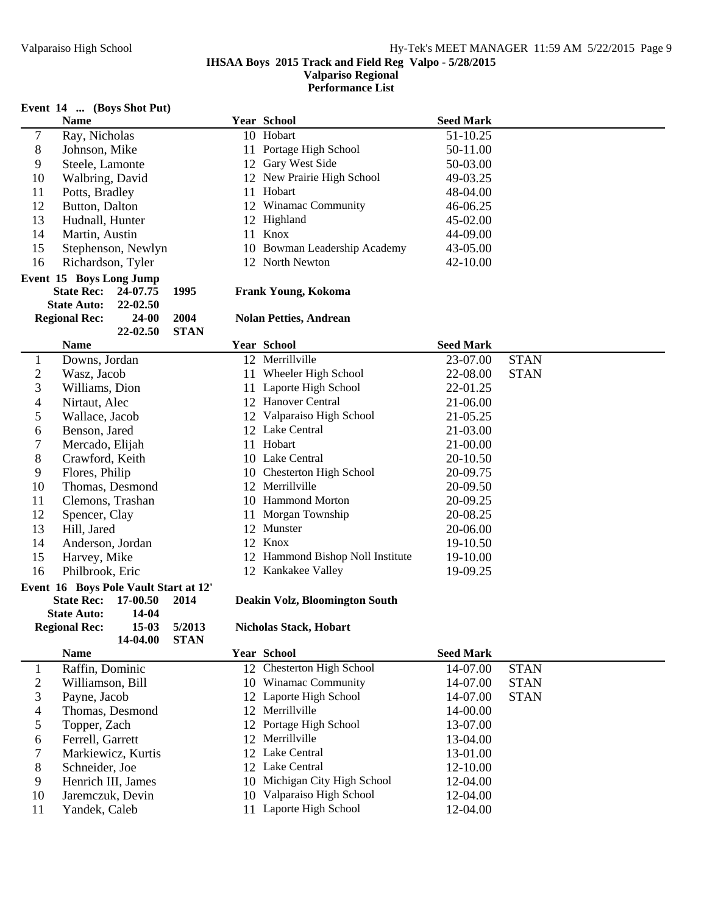**IHSAA Boys 2015 Track and Field Reg Valpo - 5/28/2015**
**Valparaiso Regional**
**Performance List**

**Event 14 ... (Boys Shot Put)**

| | Name | Year | School | Seed Mark | |
|---|---|---|---|---|---|
| 7 | Ray, Nicholas | 10 | Hobart | 51-10.25 | |
| 8 | Johnson, Mike | 11 | Portage High School | 50-11.00 | |
| 9 | Steele, Lamonte | 12 | Gary West Side | 50-03.00 | |
| 10 | Walbring, David | 12 | New Prairie High School | 49-03.25 | |
| 11 | Potts, Bradley | 11 | Hobart | 48-04.00 | |
| 12 | Button, Dalton | 12 | Winamac Community | 46-06.25 | |
| 13 | Hudnall, Hunter | 12 | Highland | 45-02.00 | |
| 14 | Martin, Austin | 11 | Knox | 44-09.00 | |
| 15 | Stephenson, Newlyn | 10 | Bowman Leadership Academy | 43-05.00 | |
| 16 | Richardson, Tyler | 12 | North Newton | 42-10.00 | |

**Event 15 Boys Long Jump**

**State Rec:** 24-07.75 1995 **Frank Young, Kokoma**
**State Auto:** 22-02.50
**Regional Rec:** 24-00 2004 **Nolan Petties, Andrean**
22-02.50 STAN

| | Name | Year | School | Seed Mark | |
|---|---|---|---|---|---|
| 1 | Downs, Jordan | 12 | Merrillville | 23-07.00 | STAN |
| 2 | Wasz, Jacob | 11 | Wheeler High School | 22-08.00 | STAN |
| 3 | Williams, Dion | 11 | Laporte High School | 22-01.25 | |
| 4 | Nirtaut, Alec | 12 | Hanover Central | 21-06.00 | |
| 5 | Wallace, Jacob | 12 | Valparaiso High School | 21-05.25 | |
| 6 | Benson, Jared | 12 | Lake Central | 21-03.00 | |
| 7 | Mercado, Elijah | 11 | Hobart | 21-00.00 | |
| 8 | Crawford, Keith | 10 | Lake Central | 20-10.50 | |
| 9 | Flores, Philip | 10 | Chesterton High School | 20-09.75 | |
| 10 | Thomas, Desmond | 12 | Merrillville | 20-09.50 | |
| 11 | Clemons, Trashan | 10 | Hammond Morton | 20-09.25 | |
| 12 | Spencer, Clay | 11 | Morgan Township | 20-08.25 | |
| 13 | Hill, Jared | 12 | Munster | 20-06.00 | |
| 14 | Anderson, Jordan | 12 | Knox | 19-10.50 | |
| 15 | Harvey, Mike | 12 | Hammond Bishop Noll Institute | 19-10.00 | |
| 16 | Philbrook, Eric | 12 | Kankakee Valley | 19-09.25 | |

**Event 16 Boys Pole Vault Start at 12'**

**State Rec:** 17-00.50 2014 **Deakin Volz, Bloomington South**
**State Auto:** 14-04
**Regional Rec:** 15-03 5/2013 **Nicholas Stack, Hobart**
14-04.00 STAN

| | Name | Year | School | Seed Mark | |
|---|---|---|---|---|---|
| 1 | Raffin, Dominic | 12 | Chesterton High School | 14-07.00 | STAN |
| 2 | Williamson, Bill | 10 | Winamac Community | 14-07.00 | STAN |
| 3 | Payne, Jacob | 12 | Laporte High School | 14-07.00 | STAN |
| 4 | Thomas, Desmond | 12 | Merrillville | 14-00.00 | |
| 5 | Topper, Zach | 12 | Portage High School | 13-07.00 | |
| 6 | Ferrell, Garrett | 12 | Merrillville | 13-04.00 | |
| 7 | Markiewicz, Kurtis | 12 | Lake Central | 13-01.00 | |
| 8 | Schneider, Joe | 12 | Lake Central | 12-10.00 | |
| 9 | Henrich III, James | 10 | Michigan City High School | 12-04.00 | |
| 10 | Jaremczuk, Devin | 10 | Valparaiso High School | 12-04.00 | |
| 11 | Yandek, Caleb | 11 | Laporte High School | 12-04.00 | |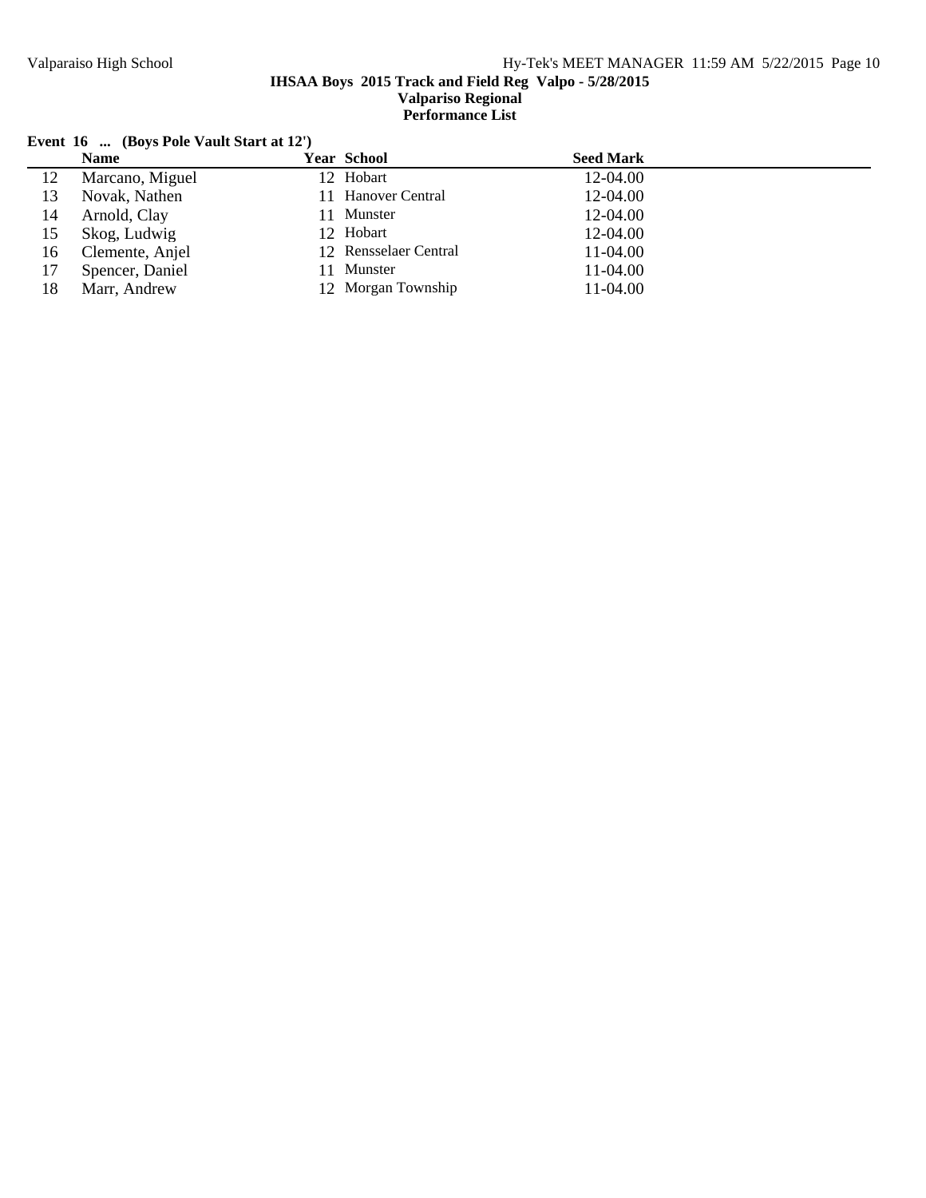**Event 16 ... (Boys Pole Vault Start at 12')**

| | Name | Year | School | Seed Mark |
|---|---|---|---|---|
| 12 | Marcano, Miguel | 12 | Hobart | 12-04.00 |
| 13 | Novak, Nathen | 11 | Hanover Central | 12-04.00 |
| 14 | Arnold, Clay | 11 | Munster | 12-04.00 |
| 15 | Skog, Ludwig | 12 | Hobart | 12-04.00 |
| 16 | Clemente, Anjel | 12 | Rensselaer Central | 11-04.00 |
| 17 | Spencer, Daniel | 11 | Munster | 11-04.00 |
| 18 | Marr, Andrew | 12 | Morgan Township | 11-04.00 |